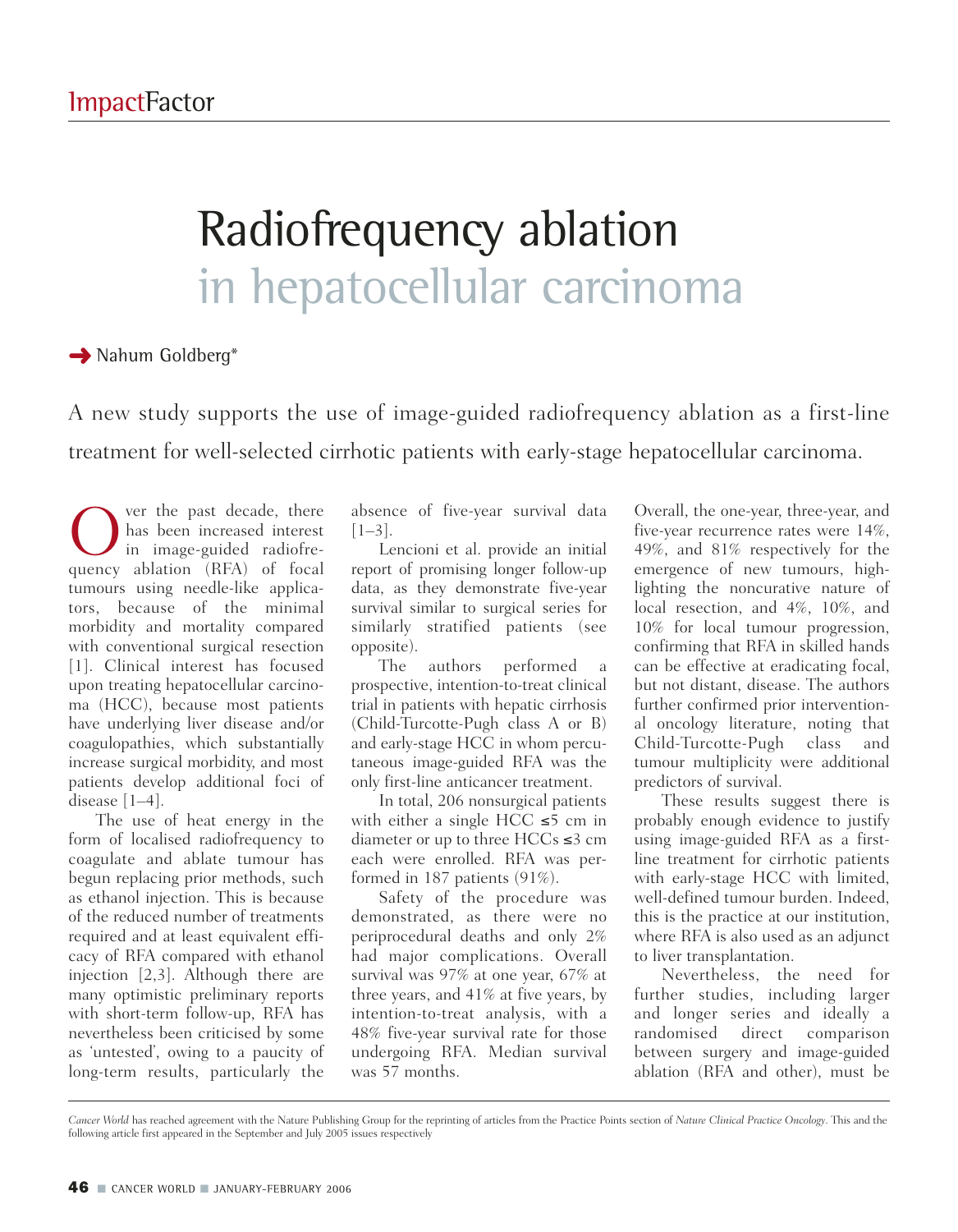ImpactFactor

# Radiofrequency ablation in hepatocellular carcinoma

Nahum Goldberg*

A new study supports the use of image-guided radiofrequency ablation as a first-line treatment for well-selected cirrhotic patients with early-stage hepatocellular carcinoma.

Over the past decade, there has been increased interest in image-guided radiofrequency ablation (RFA) of focal tumours using needle-like applicators, because of the minimal morbidity and mortality compared with conventional surgical resection [1]. Clinical interest has focused upon treating hepatocellular carcinoma (HCC), because most patients have underlying liver disease and/or coagulopathies, which substantially increase surgical morbidity, and most patients develop additional foci of disease [1–4].

The use of heat energy in the form of localised radiofrequency to coagulate and ablate tumour has begun replacing prior methods, such as ethanol injection. This is because of the reduced number of treatments required and at least equivalent efficacy of RFA compared with ethanol injection [2,3]. Although there are many optimistic preliminary reports with short-term follow-up, RFA has nevertheless been criticised by some as 'untested', owing to a paucity of long-term results, particularly the absence of five-year survival data [1–3].

Lencioni et al. provide an initial report of promising longer follow-up data, as they demonstrate five-year survival similar to surgical series for similarly stratified patients (see opposite).

The authors performed a prospective, intention-to-treat clinical trial in patients with hepatic cirrhosis (Child-Turcotte-Pugh class A or B) and early-stage HCC in whom percutaneous image-guided RFA was the only first-line anticancer treatment.

In total, 206 nonsurgical patients with either a single HCC ≤5 cm in diameter or up to three HCCs ≤3 cm each were enrolled. RFA was performed in 187 patients (91%).

Safety of the procedure was demonstrated, as there were no periprocedural deaths and only 2% had major complications. Overall survival was 97% at one year, 67% at three years, and 41% at five years, by intention-to-treat analysis, with a 48% five-year survival rate for those undergoing RFA. Median survival was 57 months.

Overall, the one-year, three-year, and five-year recurrence rates were 14%, 49%, and 81% respectively for the emergence of new tumours, highlighting the noncurative nature of local resection, and 4%, 10%, and 10% for local tumour progression, confirming that RFA in skilled hands can be effective at eradicating focal, but not distant, disease. The authors further confirmed prior interventional oncology literature, noting that Child-Turcotte-Pugh class and tumour multiplicity were additional predictors of survival.

These results suggest there is probably enough evidence to justify using image-guided RFA as a first-line treatment for cirrhotic patients with early-stage HCC with limited, well-defined tumour burden. Indeed, this is the practice at our institution, where RFA is also used as an adjunct to liver transplantation.

Nevertheless, the need for further studies, including larger and longer series and ideally a randomised direct comparison between surgery and image-guided ablation (RFA and other), must be

*Cancer World* has reached agreement with the Nature Publishing Group for the reprinting of articles from the Practice Points section of *Nature Clinical Practice Oncology*. This and the following article first appeared in the September and July 2005 issues respectively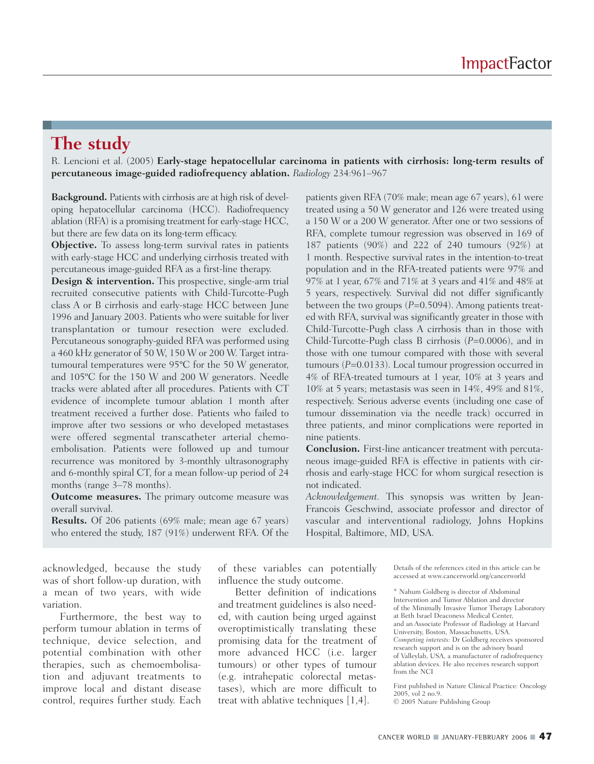# The study

R. Lencioni et al. (2005) **Early-stage hepatocellular carcinoma in patients with cirrhosis: long-term results of percutaneous image-guided radiofrequency ablation.** *Radiology* 234:961–967

**Background.** Patients with cirrhosis are at high risk of developing hepatocellular carcinoma (HCC). Radiofrequency ablation (RFA) is a promising treatment for early-stage HCC, but there are few data on its long-term efficacy.

**Objective.** To assess long-term survival rates in patients with early-stage HCC and underlying cirrhosis treated with percutaneous image-guided RFA as a first-line therapy.

**Design & intervention.** This prospective, single-arm trial recruited consecutive patients with Child-Turcotte-Pugh class A or B cirrhosis and early-stage HCC between June 1996 and January 2003. Patients who were suitable for liver transplantation or tumour resection were excluded. Percutaneous sonography-guided RFA was performed using a 460 kHz generator of 50 W, 150 W or 200 W. Target intratumoural temperatures were 95ºC for the 50 W generator, and 105ºC for the 150 W and 200 W generators. Needle tracks were ablated after all procedures. Patients with CT evidence of incomplete tumour ablation 1 month after treatment received a further dose. Patients who failed to improve after two sessions or who developed metastases were offered segmental transcatheter arterial chemoembolisation. Patients were followed up and tumour recurrence was monitored by 3-monthly ultrasonography and 6-monthly spiral CT, for a mean follow-up period of 24 months (range 3–78 months).

**Outcome measures.** The primary outcome measure was overall survival.

**Results.** Of 206 patients (69% male; mean age 67 years) who entered the study, 187 (91%) underwent RFA. Of the patients given RFA (70% male; mean age 67 years), 61 were treated using a 50 W generator and 126 were treated using a 150 W or a 200 W generator. After one or two sessions of RFA, complete tumour regression was observed in 169 of 187 patients (90%) and 222 of 240 tumours (92%) at 1 month. Respective survival rates in the intention-to-treat population and in the RFA-treated patients were 97% and 97% at 1 year, 67% and 71% at 3 years and 41% and 48% at 5 years, respectively. Survival did not differ significantly between the two groups ($P$=0.5094). Among patients treated with RFA, survival was significantly greater in those with Child-Turcotte-Pugh class A cirrhosis than in those with Child-Turcotte-Pugh class B cirrhosis ($P$=0.0006), and in those with one tumour compared with those with several tumours ($P$=0.0133). Local tumour progression occurred in 4% of RFA-treated tumours at 1 year, 10% at 3 years and 10% at 5 years; metastasis was seen in 14%, 49% and 81%, respectively. Serious adverse events (including one case of tumour dissemination via the needle track) occurred in three patients, and minor complications were reported in nine patients.

**Conclusion.** First-line anticancer treatment with percutaneous image-guided RFA is effective in patients with cirrhosis and early-stage HCC for whom surgical resection is not indicated.

*Acknowledgement.* This synopsis was written by Jean-Francois Geschwind, associate professor and director of vascular and interventional radiology, Johns Hopkins Hospital, Baltimore, MD, USA.

acknowledged, because the study was of short follow-up duration, with a mean of two years, with wide variation.

Furthermore, the best way to perform tumour ablation in terms of technique, device selection, and potential combination with other therapies, such as chemoembolisation and adjuvant treatments to improve local and distant disease control, requires further study. Each of these variables can potentially influence the study outcome.

Better definition of indications and treatment guidelines is also needed, with caution being urged against overoptimistically translating these promising data for the treatment of more advanced HCC (i.e. larger tumours) or other types of tumour (e.g. intrahepatic colorectal metastases), which are more difficult to treat with ablative techniques [1,4].

Details of the references cited in this article can be accessed at www.cancerworld.org/cancerworld

\* Nahum Goldberg is director of Abdominal Intervention and Tumor Ablation and director of the Minimally Invasive Tumor Therapy Laboratory at Beth Israel Deaconess Medical Center, and an Associate Professor of Radiology at Harvard University, Boston, Massachusetts, USA.
*Competing interests:* Dr Goldberg receives sponsored research support and is on the advisory board of Valleylab, USA, a manufacturer of radiofrequency ablation devices. He also receives research support from the NCI

First published in Nature Clinical Practice: Oncology 2005, vol 2 no.9.
© 2005 Nature Publishing Group